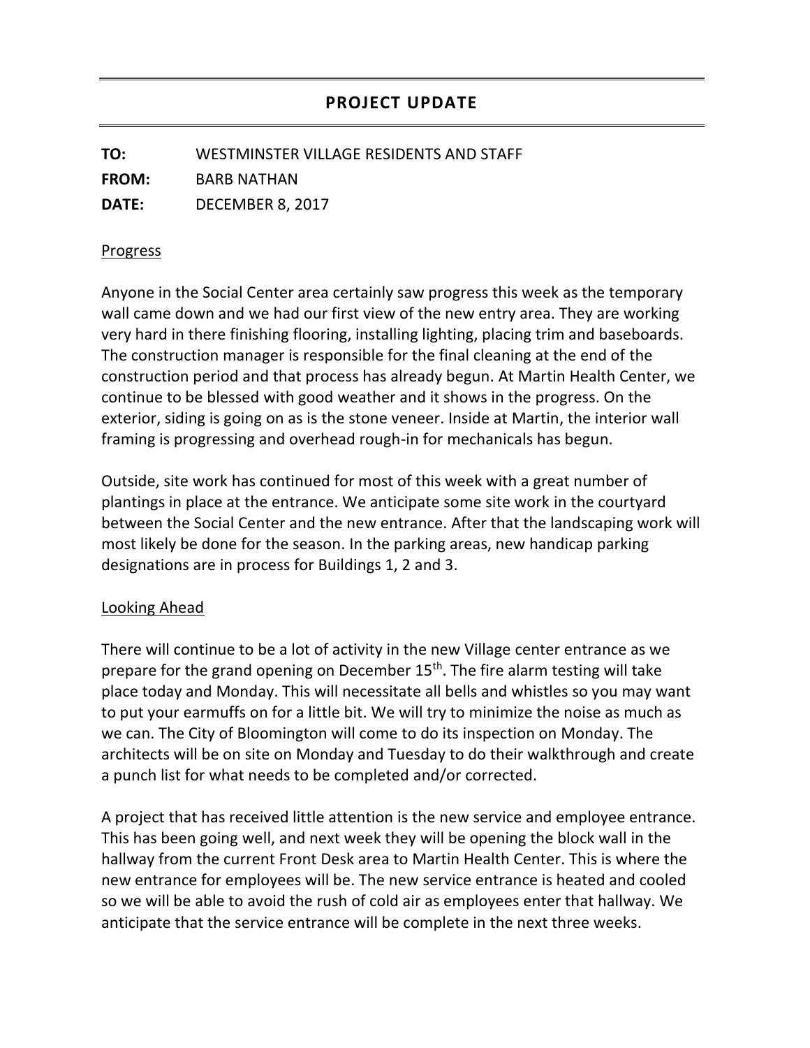# PROJECT UPDATE

**TO:** WESTMINSTER VILLAGE RESIDENTS AND STAFF

**FROM:** BARB NATHAN

**DATE:** DECEMBER 8, 2017

## Progress

Anyone in the Social Center area certainly saw progress this week as the temporary wall came down and we had our first view of the new entry area. They are working very hard in there finishing flooring, installing lighting, placing trim and baseboards. The construction manager is responsible for the final cleaning at the end of the construction period and that process has already begun. At Martin Health Center, we continue to be blessed with good weather and it shows in the progress. On the exterior, siding is going on as is the stone veneer. Inside at Martin, the interior wall framing is progressing and overhead rough-in for mechanicals has begun.

Outside, site work has continued for most of this week with a great number of plantings in place at the entrance. We anticipate some site work in the courtyard between the Social Center and the new entrance. After that the landscaping work will most likely be done for the season. In the parking areas, new handicap parking designations are in process for Buildings 1, 2 and 3.

## Looking Ahead

There will continue to be a lot of activity in the new Village center entrance as we prepare for the grand opening on December 15th. The fire alarm testing will take place today and Monday. This will necessitate all bells and whistles so you may want to put your earmuffs on for a little bit. We will try to minimize the noise as much as we can. The City of Bloomington will come to do its inspection on Monday. The architects will be on site on Monday and Tuesday to do their walkthrough and create a punch list for what needs to be completed and/or corrected.

A project that has received little attention is the new service and employee entrance. This has been going well, and next week they will be opening the block wall in the hallway from the current Front Desk area to Martin Health Center. This is where the new entrance for employees will be. The new service entrance is heated and cooled so we will be able to avoid the rush of cold air as employees enter that hallway. We anticipate that the service entrance will be complete in the next three weeks.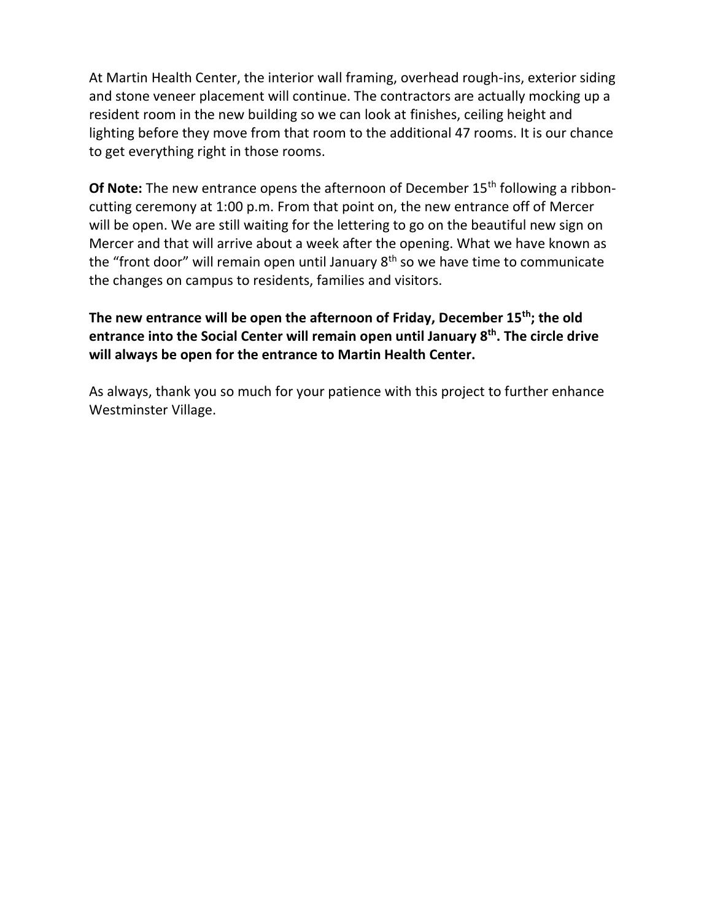At Martin Health Center, the interior wall framing, overhead rough-ins, exterior siding and stone veneer placement will continue. The contractors are actually mocking up a resident room in the new building so we can look at finishes, ceiling height and lighting before they move from that room to the additional 47 rooms. It is our chance to get everything right in those rooms.

**Of Note:** The new entrance opens the afternoon of December 15th following a ribbon-cutting ceremony at 1:00 p.m. From that point on, the new entrance off of Mercer will be open. We are still waiting for the lettering to go on the beautiful new sign on Mercer and that will arrive about a week after the opening. What we have known as the "front door" will remain open until January 8th so we have time to communicate the changes on campus to residents, families and visitors.

**The new entrance will be open the afternoon of Friday, December 15th; the old entrance into the Social Center will remain open until January 8th. The circle drive will always be open for the entrance to Martin Health Center.**

As always, thank you so much for your patience with this project to further enhance Westminster Village.